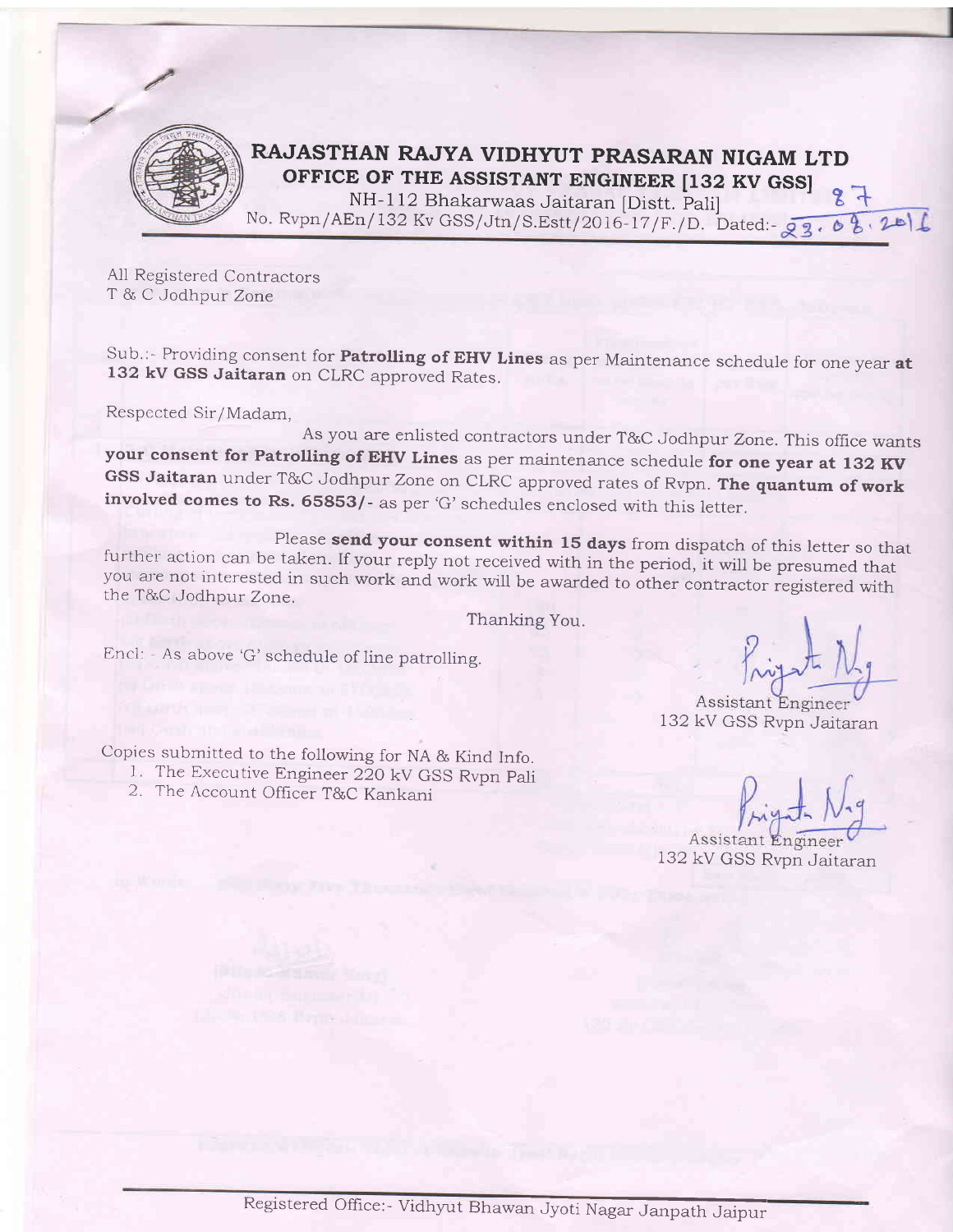# RAJASTHAN RAJYA VIDHYUT PRASARAN NIGAM LTD

## OFFICE OF THE ASSISTANT ENGINEER [132 KV GSS]

NH-112 Bhakarwaas Jaitaran [Distt. Pali]

No. Rvpn/AEn/132 Kv GSS/Jtn/S.Estt/2016-17/F./D. 87 Dated:- 23.08.2016

All Registered Contractors
T & C Jodhpur Zone

Sub.:- Providing consent for **Patrolling of EHV Lines** as per Maintenance schedule for one year **at 132 kV GSS Jaitaran** on CLRC approved Rates.

Respected Sir/Madam,

As you are enlisted contractors under T&C Jodhpur Zone. This office wants **your consent for Patrolling of EHV Lines** as per maintenance schedule **for one year at 132 KV GSS Jaitaran** under T&C Jodhpur Zone on CLRC approved rates of Rvpn. **The quantum of work involved comes to Rs. 65853/-** as per 'G' schedules enclosed with this letter.

Please **send your consent within 15 days** from dispatch of this letter so that further action can be taken. If your reply not received with in the period, it will be presumed that you are not interested in such work and work will be awarded to other contractor registered with the T&C Jodhpur Zone.

Thanking You.

Encl: - As above 'G' schedule of line patrolling.

Assistant Engineer
132 kV GSS Rvpn Jaitaran

Copies submitted to the following for NA & Kind Info.

1. The Executive Engineer 220 kV GSS Rvpn Pali
2. The Account Officer T&C Kankani

Assistant Engineer
132 kV GSS Rvpn Jaitaran

Registered Office:- Vidhyut Bhawan Jyoti Nagar Janpath Jaipur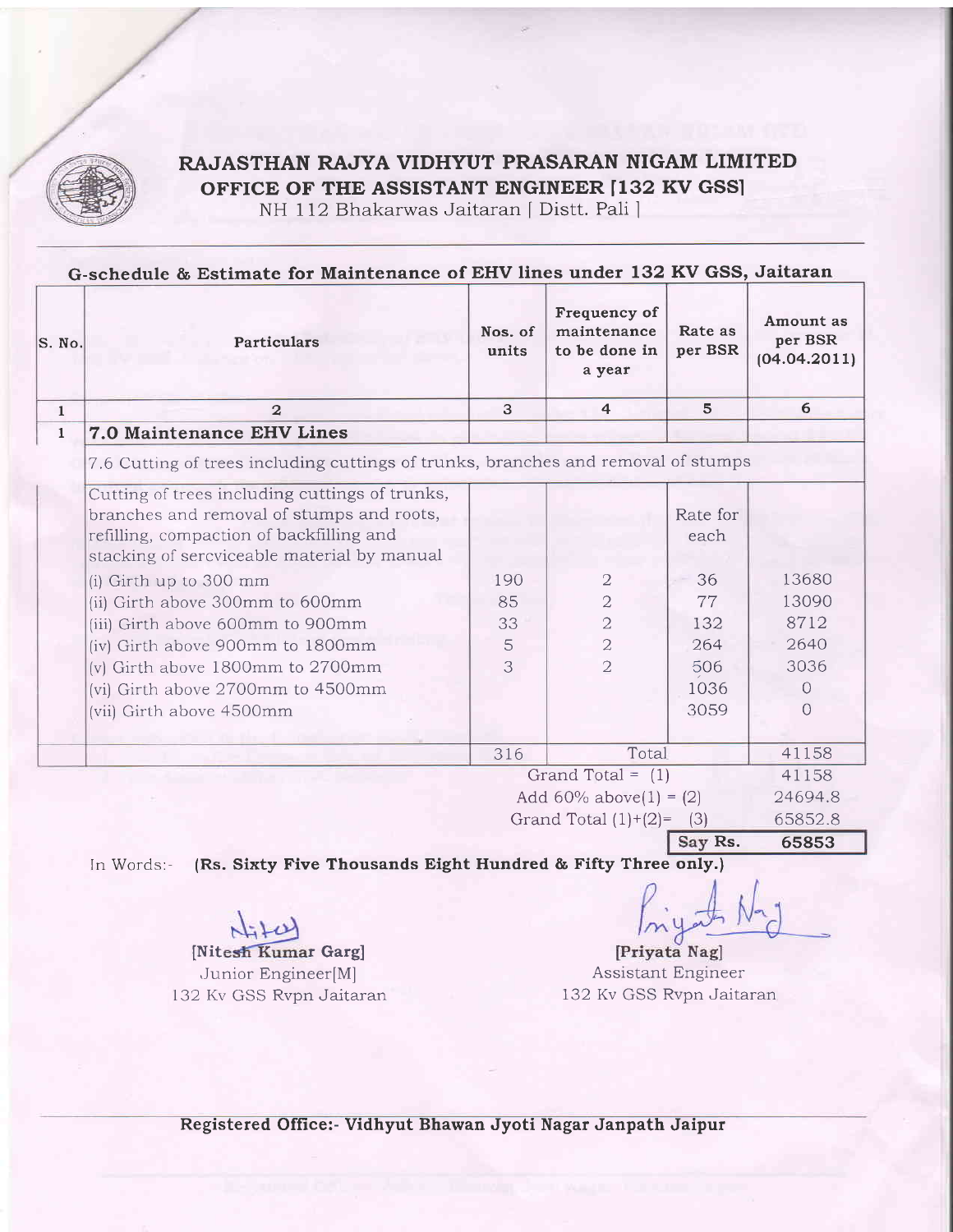# RAJASTHAN RAJYA VIDHYUT PRASARAN NIGAM LIMITED

## OFFICE OF THE ASSISTANT ENGINEER [132 KV GSS]

NH 112 Bhakarwas Jaitaran [ Distt. Pali ]

### G-schedule & Estimate for Maintenance of EHV lines under 132 KV GSS, Jaitaran

| S. No. | Particulars | Nos. of units | Frequency of maintenance to be done in a year | Rate as per BSR | Amount as per BSR (04.04.2011) |
|---|---|---|---|---|---|
| 1 | 2 | 3 | 4 | 5 | 6 |
| 1 | **7.0 Maintenance EHV Lines** | | | | |
| | 7.6 Cutting of trees including cuttings of trunks, branches and removal of stumps | | | | |
| | Cutting of trees including cuttings of trunks, branches and removal of stumps and roots, refilling, compaction of backfilling and stacking of sercviceable material by manual | | | Rate for each | |
| | (i) Girth up to 300 mm | 190 | 2 | 36 | 13680 |
| | (ii) Girth above 300mm to 600mm | 85 | 2 | 77 | 13090 |
| | (iii) Girth above 600mm to 900mm | 33 | 2 | 132 | 8712 |
| | (iv) Girth above 900mm to 1800mm | 5 | 2 | 264 | 2640 |
| | (v) Girth above 1800mm to 2700mm | 3 | 2 | 506 | 3036 |
| | (vi) Girth above 2700mm to 4500mm | | | 1036 | 0 |
| | (vii) Girth above 4500mm | | | 3059 | 0 |
| | | 316 | Total | | 41158 |
| | | | Grand Total = (1) | | 41158 |
| | | | Add 60% above(1) = (2) | | 24694.8 |
| | | | Grand Total (1)+(2)= (3) | | 65852.8 |
| | | | | Say Rs. | 65853 |

In Words:- **(Rs. Sixty Five Thousands Eight Hundred & Fifty Three only.)**

**[Nitesh Kumar Garg]**
Junior Engineer[M]
132 Kv GSS Rvpn Jaitaran

**[Priyata Nag]**
Assistant Engineer
132 Kv GSS Rvpn Jaitaran

**Registered Office:- Vidhyut Bhawan Jyoti Nagar Janpath Jaipur**